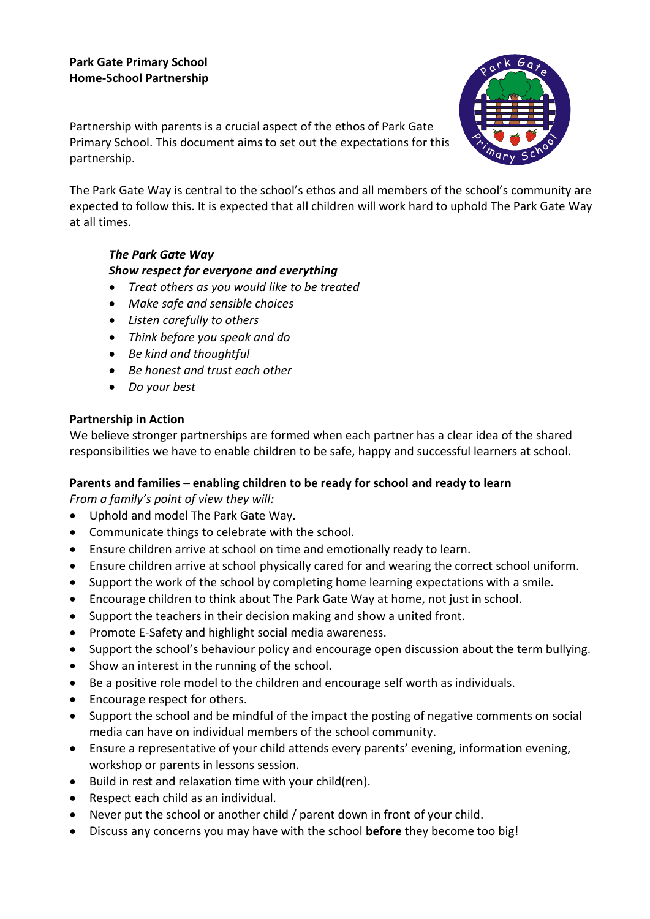**Park Gate Primary School**
**Home-School Partnership**

Partnership with parents is a crucial aspect of the ethos of Park Gate Primary School. This document aims to set out the expectations for this partnership.

The Park Gate Way is central to the school's ethos and all members of the school's community are expected to follow this. It is expected that all children will work hard to uphold The Park Gate Way at all times.

> ***The Park Gate Way***
> ***Show respect for everyone and everything***
> - *Treat others as you would like to be treated*
> - *Make safe and sensible choices*
> - *Listen carefully to others*
> - *Think before you speak and do*
> - *Be kind and thoughtful*
> - *Be honest and trust each other*
> - *Do your best*

**Partnership in Action**

We believe stronger partnerships are formed when each partner has a clear idea of the shared responsibilities we have to enable children to be safe, happy and successful learners at school.

**Parents and families – enabling children to be ready for school and ready to learn**

*From a family's point of view they will:*

- Uphold and model The Park Gate Way.
- Communicate things to celebrate with the school.
- Ensure children arrive at school on time and emotionally ready to learn.
- Ensure children arrive at school physically cared for and wearing the correct school uniform.
- Support the work of the school by completing home learning expectations with a smile.
- Encourage children to think about The Park Gate Way at home, not just in school.
- Support the teachers in their decision making and show a united front.
- Promote E-Safety and highlight social media awareness.
- Support the school's behaviour policy and encourage open discussion about the term bullying.
- Show an interest in the running of the school.
- Be a positive role model to the children and encourage self worth as individuals.
- Encourage respect for others.
- Support the school and be mindful of the impact the posting of negative comments on social media can have on individual members of the school community.
- Ensure a representative of your child attends every parents' evening, information evening, workshop or parents in lessons session.
- Build in rest and relaxation time with your child(ren).
- Respect each child as an individual.
- Never put the school or another child / parent down in front of your child.
- Discuss any concerns you may have with the school **before** they become too big!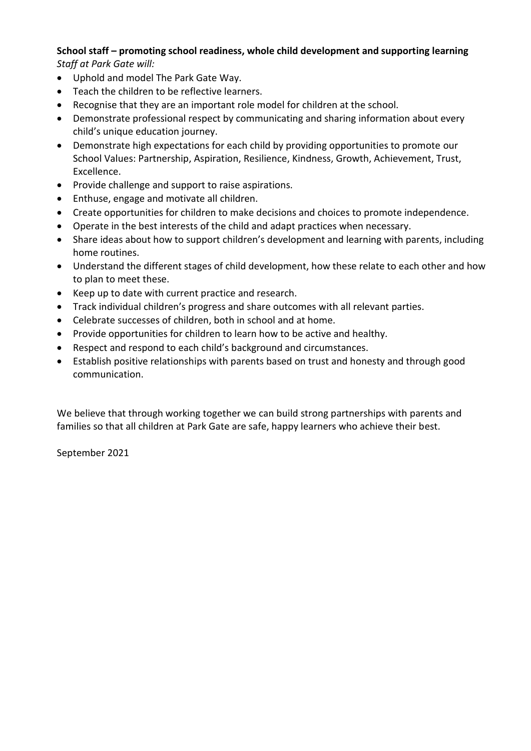**School staff – promoting school readiness, whole child development and supporting learning**

*Staff at Park Gate will:*

- Uphold and model The Park Gate Way.
- Teach the children to be reflective learners.
- Recognise that they are an important role model for children at the school.
- Demonstrate professional respect by communicating and sharing information about every child's unique education journey.
- Demonstrate high expectations for each child by providing opportunities to promote our School Values: Partnership, Aspiration, Resilience, Kindness, Growth, Achievement, Trust, Excellence.
- Provide challenge and support to raise aspirations.
- Enthuse, engage and motivate all children.
- Create opportunities for children to make decisions and choices to promote independence.
- Operate in the best interests of the child and adapt practices when necessary.
- Share ideas about how to support children's development and learning with parents, including home routines.
- Understand the different stages of child development, how these relate to each other and how to plan to meet these.
- Keep up to date with current practice and research.
- Track individual children's progress and share outcomes with all relevant parties.
- Celebrate successes of children, both in school and at home.
- Provide opportunities for children to learn how to be active and healthy.
- Respect and respond to each child's background and circumstances.
- Establish positive relationships with parents based on trust and honesty and through good communication.

We believe that through working together we can build strong partnerships with parents and families so that all children at Park Gate are safe, happy learners who achieve their best.

September 2021